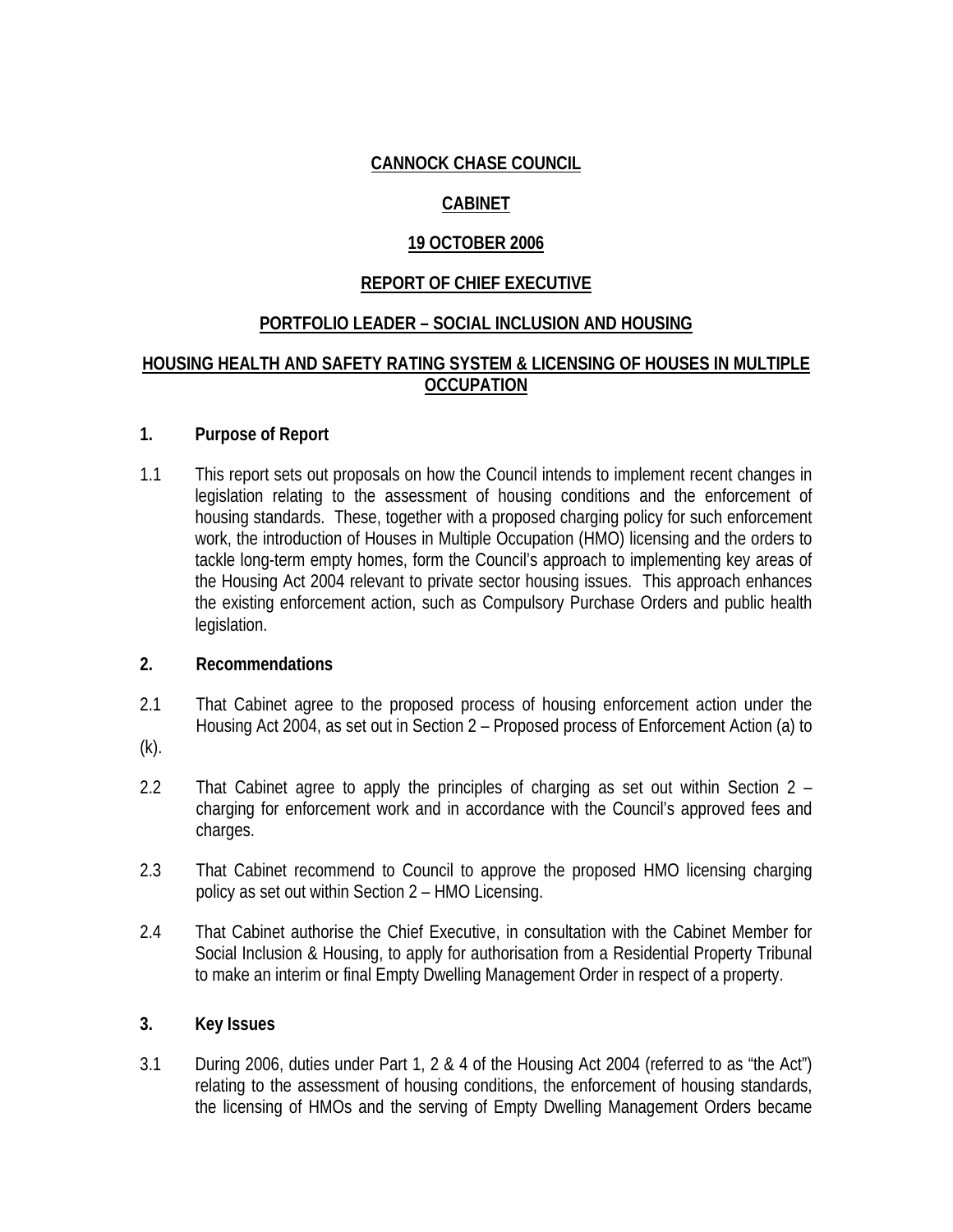**CANNOCK CHASE COUNCIL**

**CABINET**

**19 OCTOBER 2006**

**REPORT OF CHIEF EXECUTIVE**

**PORTFOLIO LEADER – SOCIAL INCLUSION AND HOUSING**

**HOUSING HEALTH AND SAFETY RATING SYSTEM & LICENSING OF HOUSES IN MULTIPLE OCCUPATION**

## 1. Purpose of Report

1.1 This report sets out proposals on how the Council intends to implement recent changes in legislation relating to the assessment of housing conditions and the enforcement of housing standards. These, together with a proposed charging policy for such enforcement work, the introduction of Houses in Multiple Occupation (HMO) licensing and the orders to tackle long-term empty homes, form the Council's approach to implementing key areas of the Housing Act 2004 relevant to private sector housing issues. This approach enhances the existing enforcement action, such as Compulsory Purchase Orders and public health legislation.

## 2. Recommendations

2.1 That Cabinet agree to the proposed process of housing enforcement action under the Housing Act 2004, as set out in Section 2 – Proposed process of Enforcement Action (a) to (k).

2.2 That Cabinet agree to apply the principles of charging as set out within Section 2 – charging for enforcement work and in accordance with the Council's approved fees and charges.

2.3 That Cabinet recommend to Council to approve the proposed HMO licensing charging policy as set out within Section 2 – HMO Licensing.

2.4 That Cabinet authorise the Chief Executive, in consultation with the Cabinet Member for Social Inclusion & Housing, to apply for authorisation from a Residential Property Tribunal to make an interim or final Empty Dwelling Management Order in respect of a property.

## 3. Key Issues

3.1 During 2006, duties under Part 1, 2 & 4 of the Housing Act 2004 (referred to as "the Act") relating to the assessment of housing conditions, the enforcement of housing standards, the licensing of HMOs and the serving of Empty Dwelling Management Orders became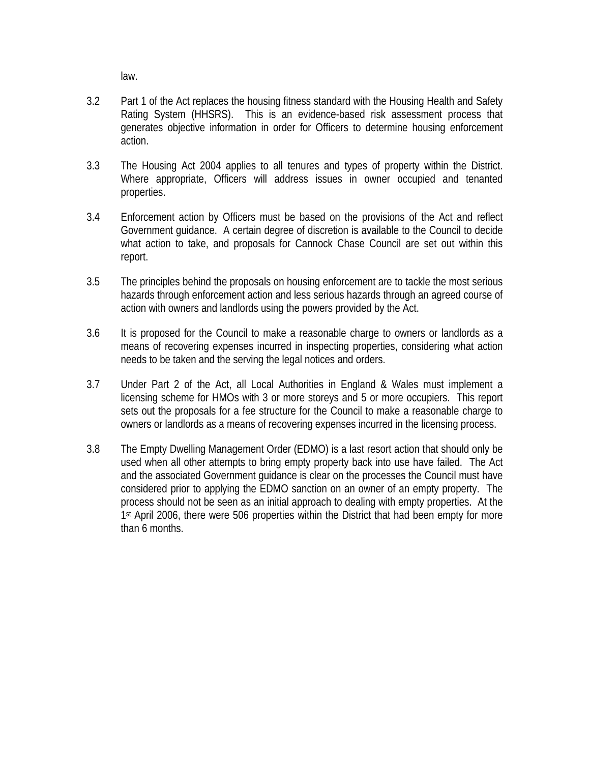law.

3.2 Part 1 of the Act replaces the housing fitness standard with the Housing Health and Safety Rating System (HHSRS). This is an evidence-based risk assessment process that generates objective information in order for Officers to determine housing enforcement action.

3.3 The Housing Act 2004 applies to all tenures and types of property within the District. Where appropriate, Officers will address issues in owner occupied and tenanted properties.

3.4 Enforcement action by Officers must be based on the provisions of the Act and reflect Government guidance. A certain degree of discretion is available to the Council to decide what action to take, and proposals for Cannock Chase Council are set out within this report.

3.5 The principles behind the proposals on housing enforcement are to tackle the most serious hazards through enforcement action and less serious hazards through an agreed course of action with owners and landlords using the powers provided by the Act.

3.6 It is proposed for the Council to make a reasonable charge to owners or landlords as a means of recovering expenses incurred in inspecting properties, considering what action needs to be taken and the serving the legal notices and orders.

3.7 Under Part 2 of the Act, all Local Authorities in England & Wales must implement a licensing scheme for HMOs with 3 or more storeys and 5 or more occupiers. This report sets out the proposals for a fee structure for the Council to make a reasonable charge to owners or landlords as a means of recovering expenses incurred in the licensing process.

3.8 The Empty Dwelling Management Order (EDMO) is a last resort action that should only be used when all other attempts to bring empty property back into use have failed. The Act and the associated Government guidance is clear on the processes the Council must have considered prior to applying the EDMO sanction on an owner of an empty property. The process should not be seen as an initial approach to dealing with empty properties. At the 1st April 2006, there were 506 properties within the District that had been empty for more than 6 months.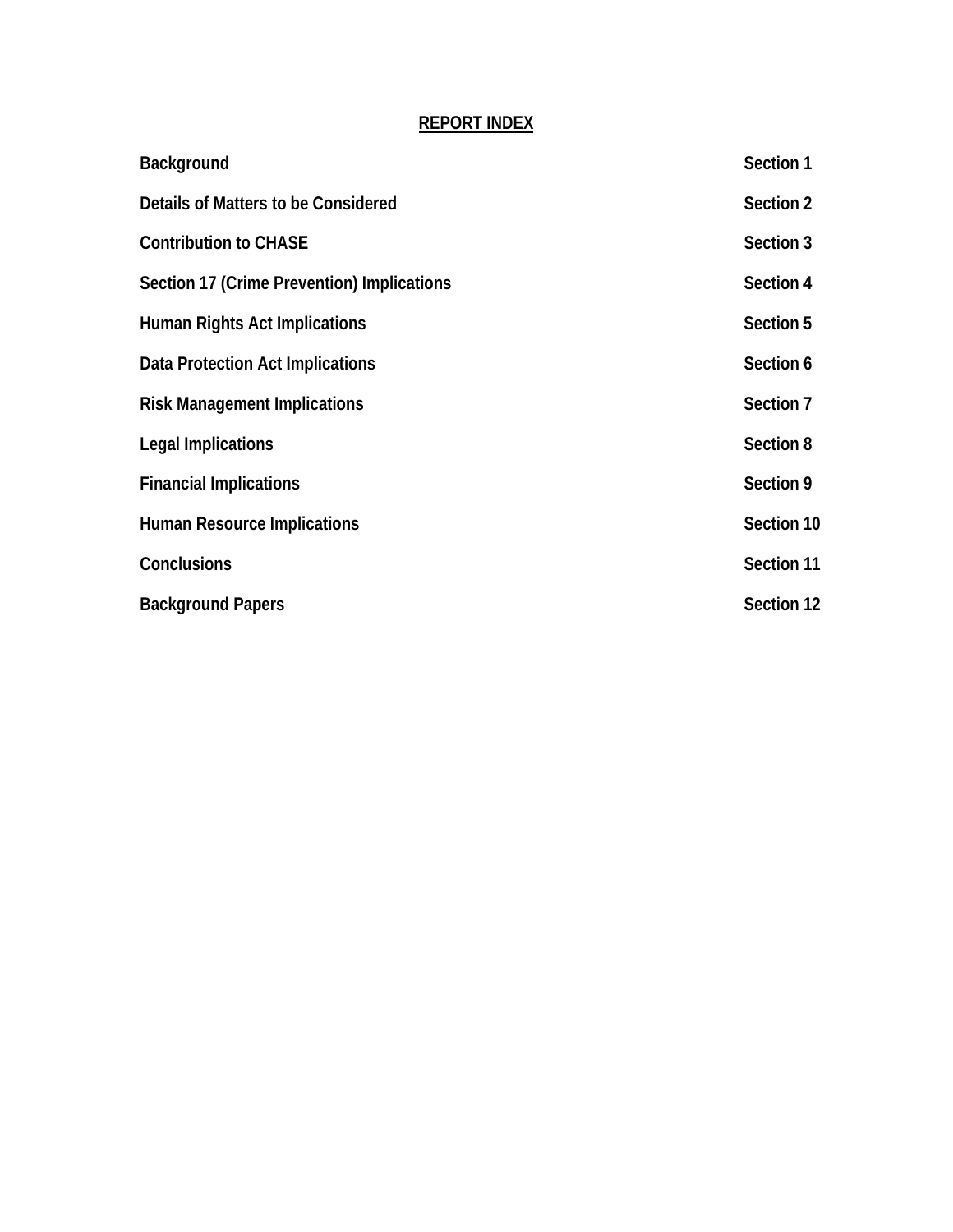# **REPORT INDEX**

| | |
|---|---|
| **Background** | **Section 1** |
| **Details of Matters to be Considered** | **Section 2** |
| **Contribution to CHASE** | **Section 3** |
| **Section 17 (Crime Prevention) Implications** | **Section 4** |
| **Human Rights Act Implications** | **Section 5** |
| **Data Protection Act Implications** | **Section 6** |
| **Risk Management Implications** | **Section 7** |
| **Legal Implications** | **Section 8** |
| **Financial Implications** | **Section 9** |
| **Human Resource Implications** | **Section 10** |
| **Conclusions** | **Section 11** |
| **Background Papers** | **Section 12** |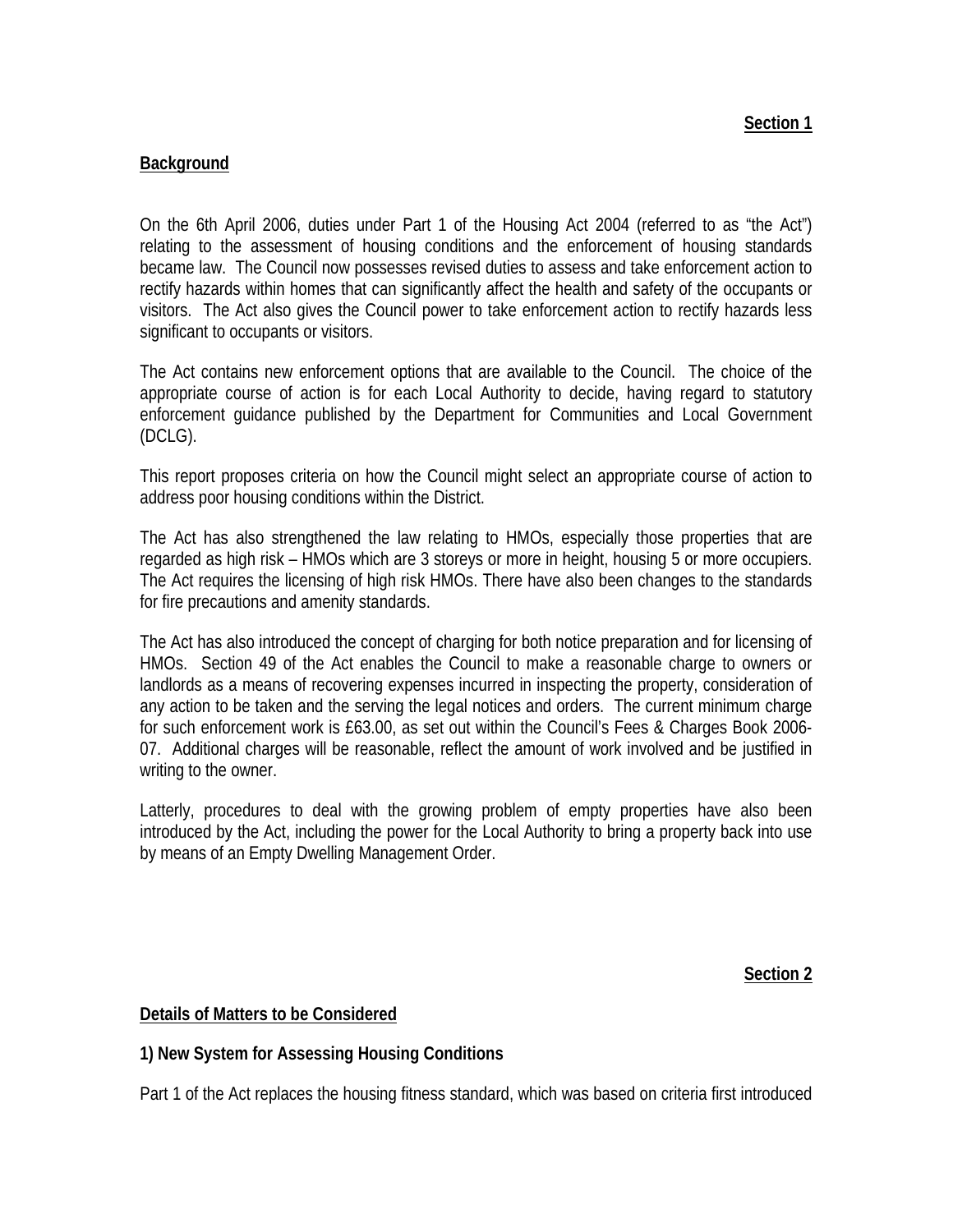**Section 1**

## Background

On the 6th April 2006, duties under Part 1 of the Housing Act 2004 (referred to as "the Act") relating to the assessment of housing conditions and the enforcement of housing standards became law. The Council now possesses revised duties to assess and take enforcement action to rectify hazards within homes that can significantly affect the health and safety of the occupants or visitors. The Act also gives the Council power to take enforcement action to rectify hazards less significant to occupants or visitors.

The Act contains new enforcement options that are available to the Council. The choice of the appropriate course of action is for each Local Authority to decide, having regard to statutory enforcement guidance published by the Department for Communities and Local Government (DCLG).

This report proposes criteria on how the Council might select an appropriate course of action to address poor housing conditions within the District.

The Act has also strengthened the law relating to HMOs, especially those properties that are regarded as high risk – HMOs which are 3 storeys or more in height, housing 5 or more occupiers. The Act requires the licensing of high risk HMOs. There have also been changes to the standards for fire precautions and amenity standards.

The Act has also introduced the concept of charging for both notice preparation and for licensing of HMOs. Section 49 of the Act enables the Council to make a reasonable charge to owners or landlords as a means of recovering expenses incurred in inspecting the property, consideration of any action to be taken and the serving the legal notices and orders. The current minimum charge for such enforcement work is £63.00, as set out within the Council's Fees & Charges Book 2006-07. Additional charges will be reasonable, reflect the amount of work involved and be justified in writing to the owner.

Latterly, procedures to deal with the growing problem of empty properties have also been introduced by the Act, including the power for the Local Authority to bring a property back into use by means of an Empty Dwelling Management Order.

**Section 2**

## Details of Matters to be Considered

### 1) New System for Assessing Housing Conditions

Part 1 of the Act replaces the housing fitness standard, which was based on criteria first introduced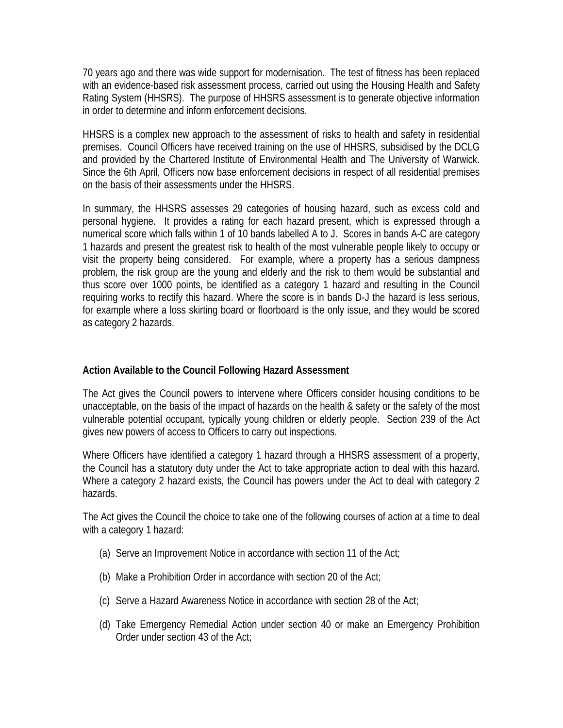70 years ago and there was wide support for modernisation. The test of fitness has been replaced with an evidence-based risk assessment process, carried out using the Housing Health and Safety Rating System (HHSRS). The purpose of HHSRS assessment is to generate objective information in order to determine and inform enforcement decisions.

HHSRS is a complex new approach to the assessment of risks to health and safety in residential premises. Council Officers have received training on the use of HHSRS, subsidised by the DCLG and provided by the Chartered Institute of Environmental Health and The University of Warwick. Since the 6th April, Officers now base enforcement decisions in respect of all residential premises on the basis of their assessments under the HHSRS.

In summary, the HHSRS assesses 29 categories of housing hazard, such as excess cold and personal hygiene. It provides a rating for each hazard present, which is expressed through a numerical score which falls within 1 of 10 bands labelled A to J. Scores in bands A-C are category 1 hazards and present the greatest risk to health of the most vulnerable people likely to occupy or visit the property being considered. For example, where a property has a serious dampness problem, the risk group are the young and elderly and the risk to them would be substantial and thus score over 1000 points, be identified as a category 1 hazard and resulting in the Council requiring works to rectify this hazard. Where the score is in bands D-J the hazard is less serious, for example where a loss skirting board or floorboard is the only issue, and they would be scored as category 2 hazards.

**Action Available to the Council Following Hazard Assessment**

The Act gives the Council powers to intervene where Officers consider housing conditions to be unacceptable, on the basis of the impact of hazards on the health & safety or the safety of the most vulnerable potential occupant, typically young children or elderly people. Section 239 of the Act gives new powers of access to Officers to carry out inspections.

Where Officers have identified a category 1 hazard through a HHSRS assessment of a property, the Council has a statutory duty under the Act to take appropriate action to deal with this hazard. Where a category 2 hazard exists, the Council has powers under the Act to deal with category 2 hazards.

The Act gives the Council the choice to take one of the following courses of action at a time to deal with a category 1 hazard:

(a) Serve an Improvement Notice in accordance with section 11 of the Act;

(b) Make a Prohibition Order in accordance with section 20 of the Act;

(c) Serve a Hazard Awareness Notice in accordance with section 28 of the Act;

(d) Take Emergency Remedial Action under section 40 or make an Emergency Prohibition Order under section 43 of the Act;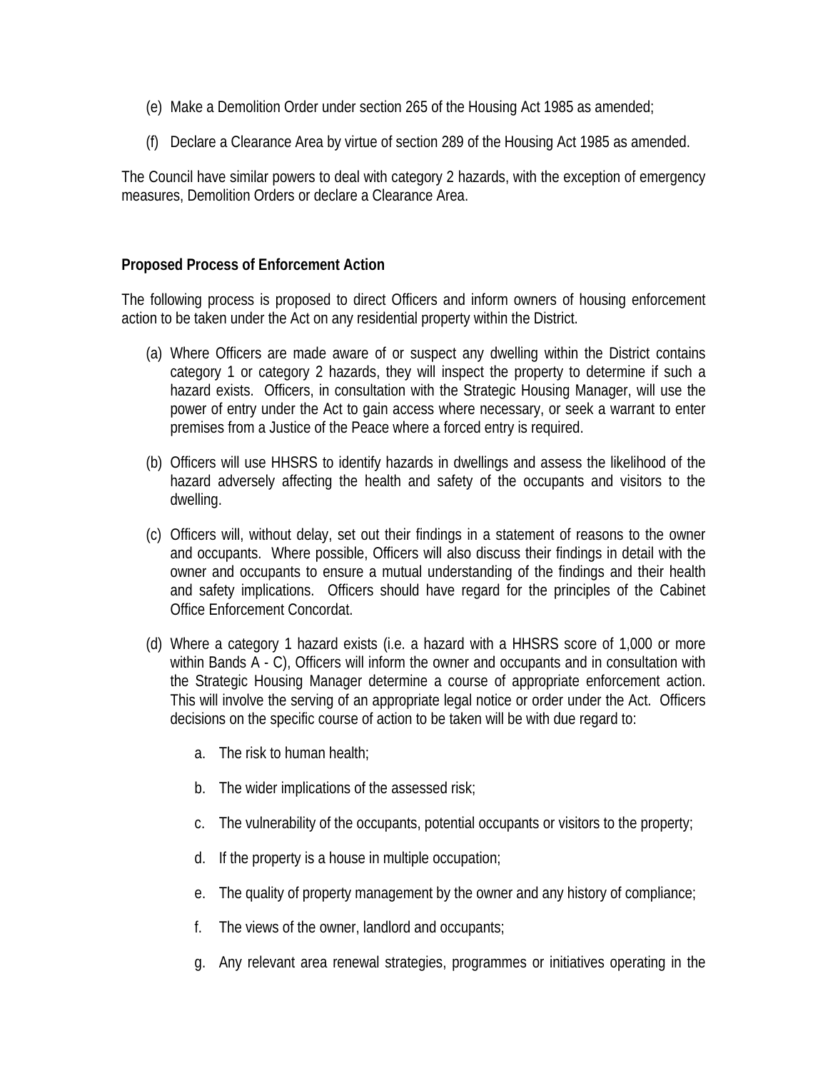(e) Make a Demolition Order under section 265 of the Housing Act 1985 as amended;

(f) Declare a Clearance Area by virtue of section 289 of the Housing Act 1985 as amended.

The Council have similar powers to deal with category 2 hazards, with the exception of emergency measures, Demolition Orders or declare a Clearance Area.

**Proposed Process of Enforcement Action**

The following process is proposed to direct Officers and inform owners of housing enforcement action to be taken under the Act on any residential property within the District.

(a) Where Officers are made aware of or suspect any dwelling within the District contains category 1 or category 2 hazards, they will inspect the property to determine if such a hazard exists. Officers, in consultation with the Strategic Housing Manager, will use the power of entry under the Act to gain access where necessary, or seek a warrant to enter premises from a Justice of the Peace where a forced entry is required.

(b) Officers will use HHSRS to identify hazards in dwellings and assess the likelihood of the hazard adversely affecting the health and safety of the occupants and visitors to the dwelling.

(c) Officers will, without delay, set out their findings in a statement of reasons to the owner and occupants. Where possible, Officers will also discuss their findings in detail with the owner and occupants to ensure a mutual understanding of the findings and their health and safety implications. Officers should have regard for the principles of the Cabinet Office Enforcement Concordat.

(d) Where a category 1 hazard exists (i.e. a hazard with a HHSRS score of 1,000 or more within Bands A - C), Officers will inform the owner and occupants and in consultation with the Strategic Housing Manager determine a course of appropriate enforcement action. This will involve the serving of an appropriate legal notice or order under the Act. Officers decisions on the specific course of action to be taken will be with due regard to:

   a. The risk to human health;

   b. The wider implications of the assessed risk;

   c. The vulnerability of the occupants, potential occupants or visitors to the property;

   d. If the property is a house in multiple occupation;

   e. The quality of property management by the owner and any history of compliance;

   f. The views of the owner, landlord and occupants;

   g. Any relevant area renewal strategies, programmes or initiatives operating in the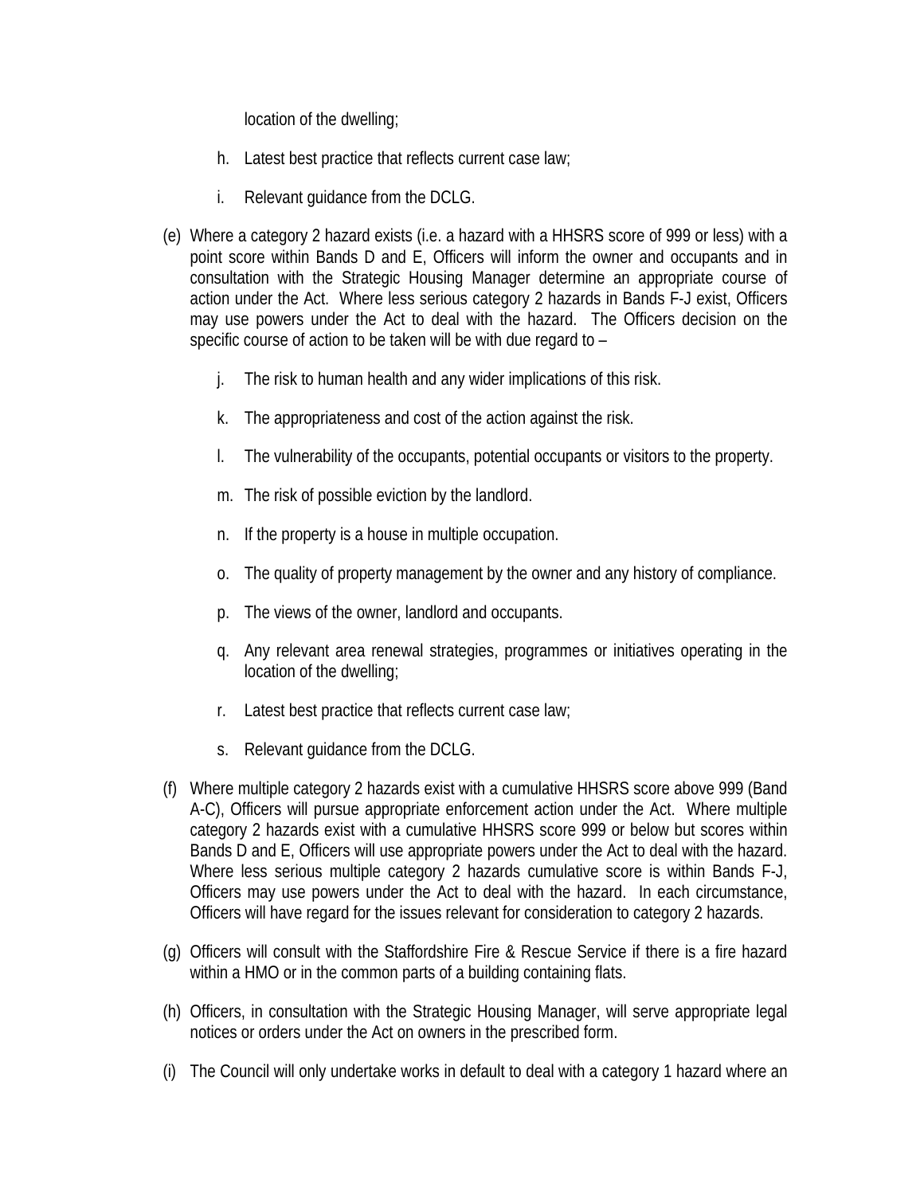location of the dwelling;

h. Latest best practice that reflects current case law;

i. Relevant guidance from the DCLG.

(e) Where a category 2 hazard exists (i.e. a hazard with a HHSRS score of 999 or less) with a point score within Bands D and E, Officers will inform the owner and occupants and in consultation with the Strategic Housing Manager determine an appropriate course of action under the Act. Where less serious category 2 hazards in Bands F-J exist, Officers may use powers under the Act to deal with the hazard. The Officers decision on the specific course of action to be taken will be with due regard to –

j. The risk to human health and any wider implications of this risk.

k. The appropriateness and cost of the action against the risk.

l. The vulnerability of the occupants, potential occupants or visitors to the property.

m. The risk of possible eviction by the landlord.

n. If the property is a house in multiple occupation.

o. The quality of property management by the owner and any history of compliance.

p. The views of the owner, landlord and occupants.

q. Any relevant area renewal strategies, programmes or initiatives operating in the location of the dwelling;

r. Latest best practice that reflects current case law;

s. Relevant guidance from the DCLG.

(f) Where multiple category 2 hazards exist with a cumulative HHSRS score above 999 (Band A-C), Officers will pursue appropriate enforcement action under the Act. Where multiple category 2 hazards exist with a cumulative HHSRS score 999 or below but scores within Bands D and E, Officers will use appropriate powers under the Act to deal with the hazard. Where less serious multiple category 2 hazards cumulative score is within Bands F-J, Officers may use powers under the Act to deal with the hazard. In each circumstance, Officers will have regard for the issues relevant for consideration to category 2 hazards.

(g) Officers will consult with the Staffordshire Fire & Rescue Service if there is a fire hazard within a HMO or in the common parts of a building containing flats.

(h) Officers, in consultation with the Strategic Housing Manager, will serve appropriate legal notices or orders under the Act on owners in the prescribed form.

(i) The Council will only undertake works in default to deal with a category 1 hazard where an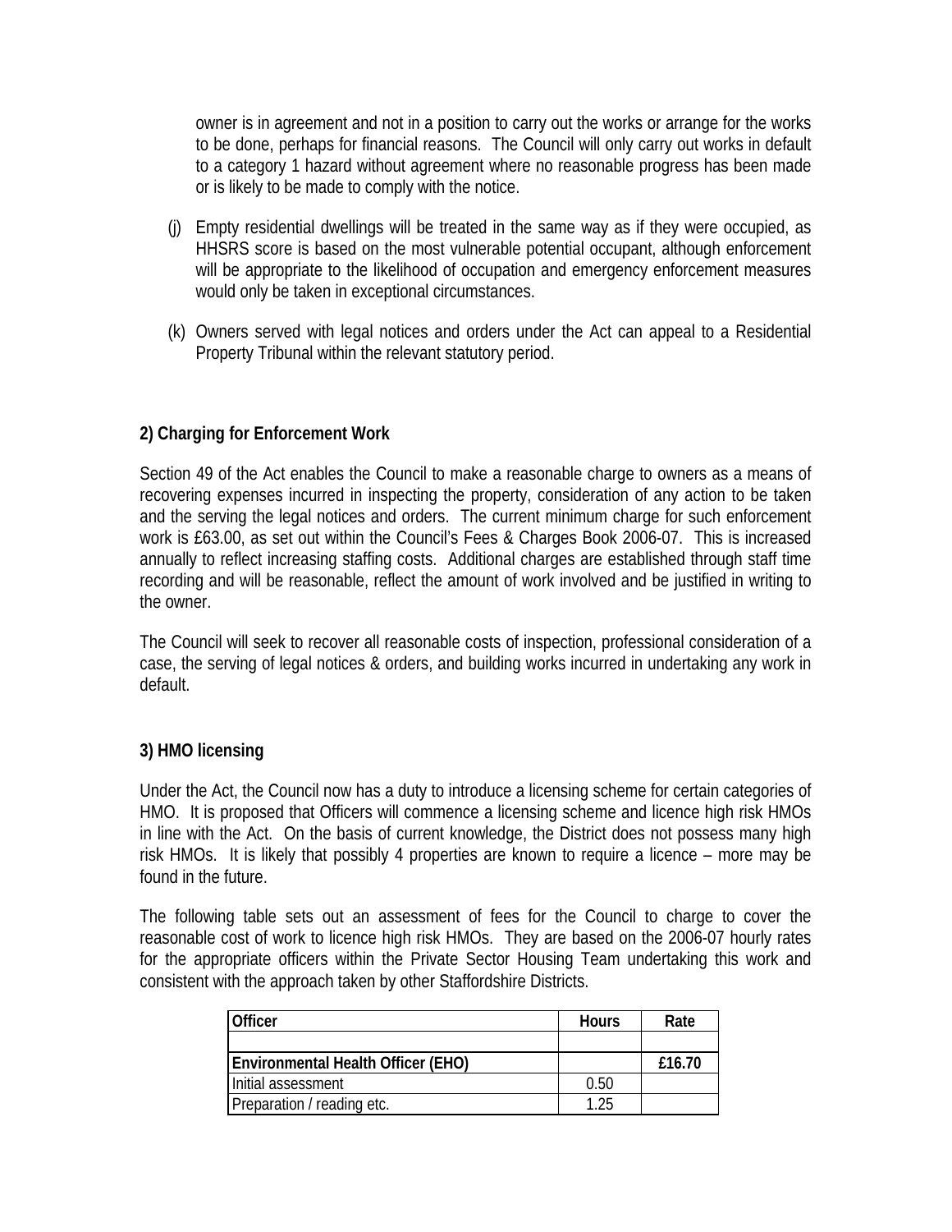owner is in agreement and not in a position to carry out the works or arrange for the works to be done, perhaps for financial reasons. The Council will only carry out works in default to a category 1 hazard without agreement where no reasonable progress has been made or is likely to be made to comply with the notice.

(j) Empty residential dwellings will be treated in the same way as if they were occupied, as HHSRS score is based on the most vulnerable potential occupant, although enforcement will be appropriate to the likelihood of occupation and emergency enforcement measures would only be taken in exceptional circumstances.

(k) Owners served with legal notices and orders under the Act can appeal to a Residential Property Tribunal within the relevant statutory period.

**2) Charging for Enforcement Work**

Section 49 of the Act enables the Council to make a reasonable charge to owners as a means of recovering expenses incurred in inspecting the property, consideration of any action to be taken and the serving the legal notices and orders. The current minimum charge for such enforcement work is £63.00, as set out within the Council's Fees & Charges Book 2006-07. This is increased annually to reflect increasing staffing costs. Additional charges are established through staff time recording and will be reasonable, reflect the amount of work involved and be justified in writing to the owner.

The Council will seek to recover all reasonable costs of inspection, professional consideration of a case, the serving of legal notices & orders, and building works incurred in undertaking any work in default.

**3) HMO licensing**

Under the Act, the Council now has a duty to introduce a licensing scheme for certain categories of HMO. It is proposed that Officers will commence a licensing scheme and licence high risk HMOs in line with the Act. On the basis of current knowledge, the District does not possess many high risk HMOs. It is likely that possibly 4 properties are known to require a licence – more may be found in the future.

The following table sets out an assessment of fees for the Council to charge to cover the reasonable cost of work to licence high risk HMOs. They are based on the 2006-07 hourly rates for the appropriate officers within the Private Sector Housing Team undertaking this work and consistent with the approach taken by other Staffordshire Districts.

| Officer | Hours | Rate |
|---|---|---|
| | | |
| **Environmental Health Officer (EHO)** | | **£16.70** |
| Initial assessment | 0.50 | |
| Preparation / reading etc. | 1.25 | |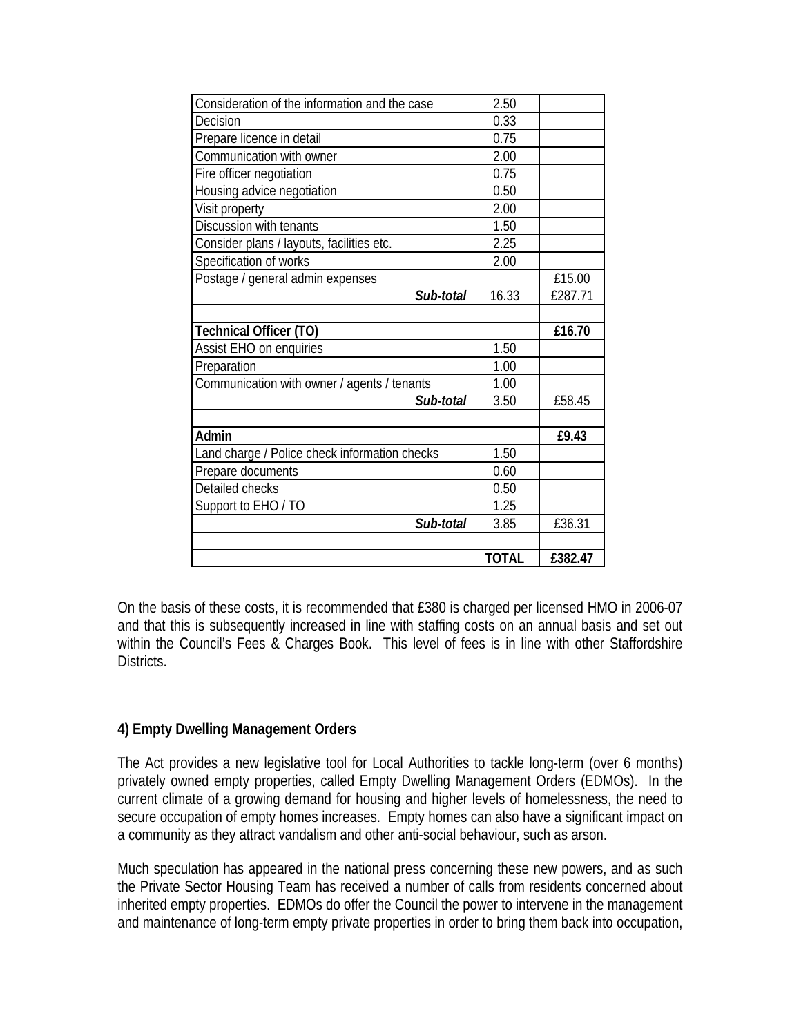| | | |
|---|---|---|
| Consideration of the information and the case | 2.50 | |
| Decision | 0.33 | |
| Prepare licence in detail | 0.75 | |
| Communication with owner | 2.00 | |
| Fire officer negotiation | 0.75 | |
| Housing advice negotiation | 0.50 | |
| Visit property | 2.00 | |
| Discussion with tenants | 1.50 | |
| Consider plans / layouts, facilities etc. | 2.25 | |
| Specification of works | 2.00 | |
| Postage / general admin expenses | | £15.00 |
| ***Sub-total*** | 16.33 | £287.71 |
| | | |
| **Technical Officer (TO)** | | **£16.70** |
| Assist EHO on enquiries | 1.50 | |
| Preparation | 1.00 | |
| Communication with owner / agents / tenants | 1.00 | |
| ***Sub-total*** | 3.50 | £58.45 |
| | | |
| **Admin** | | **£9.43** |
| Land charge / Police check information checks | 1.50 | |
| Prepare documents | 0.60 | |
| Detailed checks | 0.50 | |
| Support to EHO / TO | 1.25 | |
| ***Sub-total*** | 3.85 | £36.31 |
| | | |
| | **TOTAL** | **£382.47** |

On the basis of these costs, it is recommended that £380 is charged per licensed HMO in 2006-07 and that this is subsequently increased in line with staffing costs on an annual basis and set out within the Council's Fees & Charges Book. This level of fees is in line with other Staffordshire Districts.

**4) Empty Dwelling Management Orders**

The Act provides a new legislative tool for Local Authorities to tackle long-term (over 6 months) privately owned empty properties, called Empty Dwelling Management Orders (EDMOs). In the current climate of a growing demand for housing and higher levels of homelessness, the need to secure occupation of empty homes increases. Empty homes can also have a significant impact on a community as they attract vandalism and other anti-social behaviour, such as arson.

Much speculation has appeared in the national press concerning these new powers, and as such the Private Sector Housing Team has received a number of calls from residents concerned about inherited empty properties. EDMOs do offer the Council the power to intervene in the management and maintenance of long-term empty private properties in order to bring them back into occupation,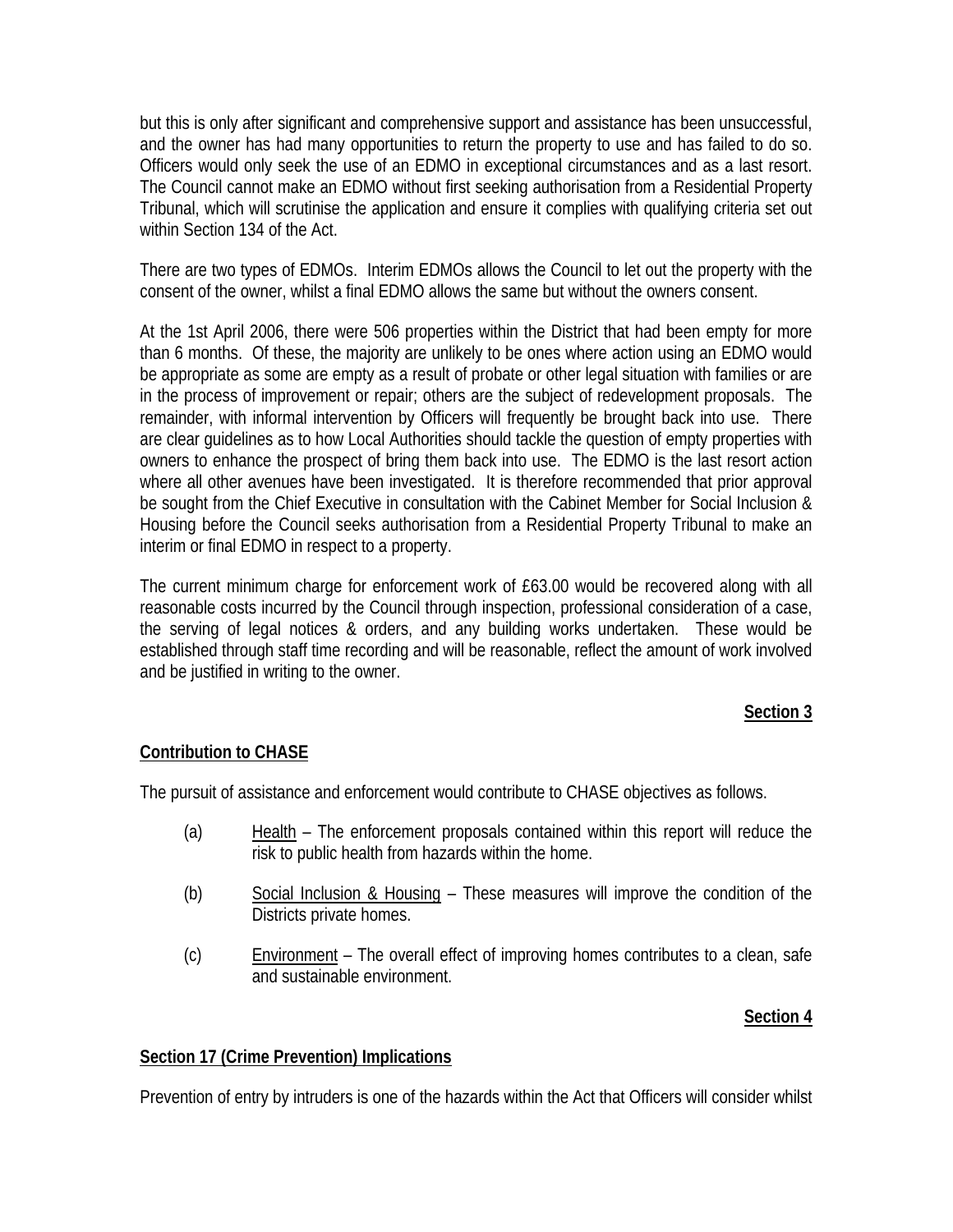but this is only after significant and comprehensive support and assistance has been unsuccessful, and the owner has had many opportunities to return the property to use and has failed to do so. Officers would only seek the use of an EDMO in exceptional circumstances and as a last resort. The Council cannot make an EDMO without first seeking authorisation from a Residential Property Tribunal, which will scrutinise the application and ensure it complies with qualifying criteria set out within Section 134 of the Act.

There are two types of EDMOs. Interim EDMOs allows the Council to let out the property with the consent of the owner, whilst a final EDMO allows the same but without the owners consent.

At the 1st April 2006, there were 506 properties within the District that had been empty for more than 6 months. Of these, the majority are unlikely to be ones where action using an EDMO would be appropriate as some are empty as a result of probate or other legal situation with families or are in the process of improvement or repair; others are the subject of redevelopment proposals. The remainder, with informal intervention by Officers will frequently be brought back into use. There are clear guidelines as to how Local Authorities should tackle the question of empty properties with owners to enhance the prospect of bring them back into use. The EDMO is the last resort action where all other avenues have been investigated. It is therefore recommended that prior approval be sought from the Chief Executive in consultation with the Cabinet Member for Social Inclusion & Housing before the Council seeks authorisation from a Residential Property Tribunal to make an interim or final EDMO in respect to a property.

The current minimum charge for enforcement work of £63.00 would be recovered along with all reasonable costs incurred by the Council through inspection, professional consideration of a case, the serving of legal notices & orders, and any building works undertaken. These would be established through staff time recording and will be reasonable, reflect the amount of work involved and be justified in writing to the owner.

**Section 3**

## Contribution to CHASE

The pursuit of assistance and enforcement would contribute to CHASE objectives as follows.

(a) Health – The enforcement proposals contained within this report will reduce the risk to public health from hazards within the home.

(b) Social Inclusion & Housing – These measures will improve the condition of the Districts private homes.

(c) Environment – The overall effect of improving homes contributes to a clean, safe and sustainable environment.

**Section 4**

## Section 17 (Crime Prevention) Implications

Prevention of entry by intruders is one of the hazards within the Act that Officers will consider whilst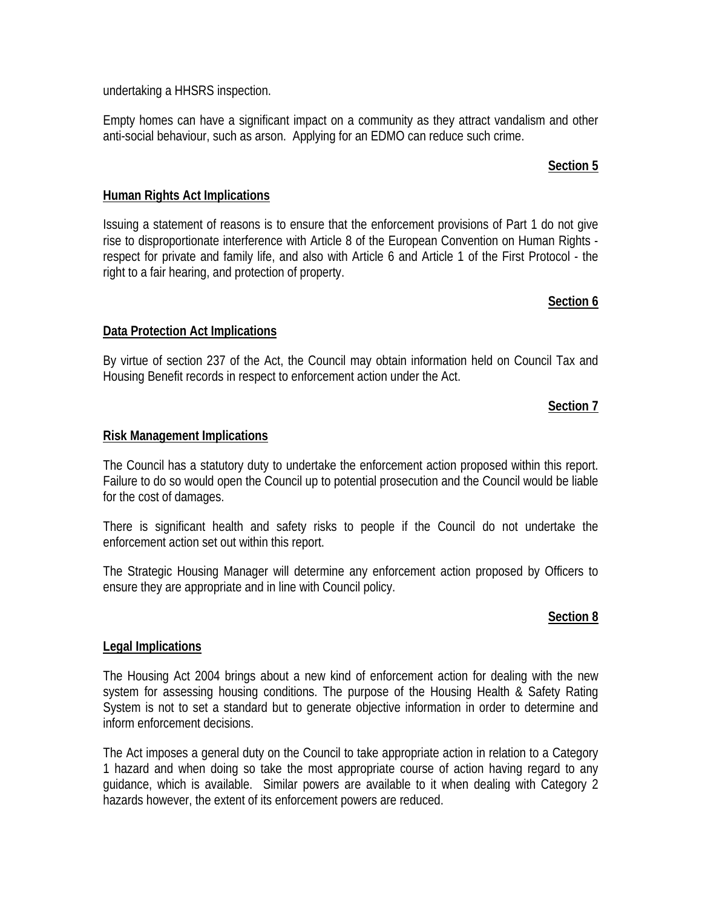undertaking a HHSRS inspection.

Empty homes can have a significant impact on a community as they attract vandalism and other anti-social behaviour, such as arson. Applying for an EDMO can reduce such crime.

**Section 5**

**Human Rights Act Implications**

Issuing a statement of reasons is to ensure that the enforcement provisions of Part 1 do not give rise to disproportionate interference with Article 8 of the European Convention on Human Rights - respect for private and family life, and also with Article 6 and Article 1 of the First Protocol - the right to a fair hearing, and protection of property.

**Section 6**

**Data Protection Act Implications**

By virtue of section 237 of the Act, the Council may obtain information held on Council Tax and Housing Benefit records in respect to enforcement action under the Act.

**Section 7**

**Risk Management Implications**

The Council has a statutory duty to undertake the enforcement action proposed within this report. Failure to do so would open the Council up to potential prosecution and the Council would be liable for the cost of damages.

There is significant health and safety risks to people if the Council do not undertake the enforcement action set out within this report.

The Strategic Housing Manager will determine any enforcement action proposed by Officers to ensure they are appropriate and in line with Council policy.

**Section 8**

**Legal Implications**

The Housing Act 2004 brings about a new kind of enforcement action for dealing with the new system for assessing housing conditions. The purpose of the Housing Health & Safety Rating System is not to set a standard but to generate objective information in order to determine and inform enforcement decisions.

The Act imposes a general duty on the Council to take appropriate action in relation to a Category 1 hazard and when doing so take the most appropriate course of action having regard to any guidance, which is available. Similar powers are available to it when dealing with Category 2 hazards however, the extent of its enforcement powers are reduced.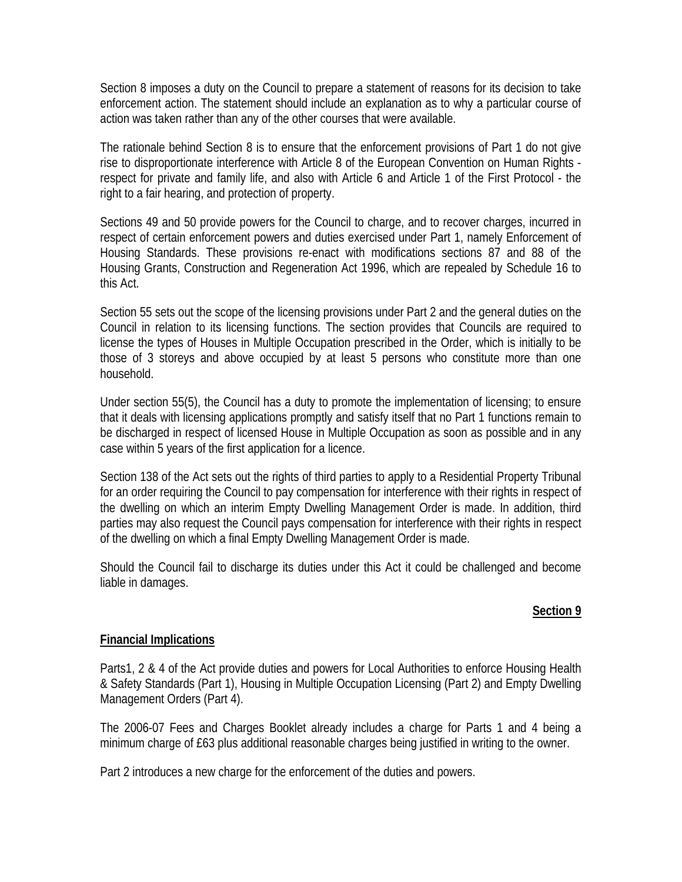Section 8 imposes a duty on the Council to prepare a statement of reasons for its decision to take enforcement action. The statement should include an explanation as to why a particular course of action was taken rather than any of the other courses that were available.

The rationale behind Section 8 is to ensure that the enforcement provisions of Part 1 do not give rise to disproportionate interference with Article 8 of the European Convention on Human Rights - respect for private and family life, and also with Article 6 and Article 1 of the First Protocol - the right to a fair hearing, and protection of property.

Sections 49 and 50 provide powers for the Council to charge, and to recover charges, incurred in respect of certain enforcement powers and duties exercised under Part 1, namely Enforcement of Housing Standards. These provisions re-enact with modifications sections 87 and 88 of the Housing Grants, Construction and Regeneration Act 1996, which are repealed by Schedule 16 to this Act.

Section 55 sets out the scope of the licensing provisions under Part 2 and the general duties on the Council in relation to its licensing functions. The section provides that Councils are required to license the types of Houses in Multiple Occupation prescribed in the Order, which is initially to be those of 3 storeys and above occupied by at least 5 persons who constitute more than one household.

Under section 55(5), the Council has a duty to promote the implementation of licensing; to ensure that it deals with licensing applications promptly and satisfy itself that no Part 1 functions remain to be discharged in respect of licensed House in Multiple Occupation as soon as possible and in any case within 5 years of the first application for a licence.

Section 138 of the Act sets out the rights of third parties to apply to a Residential Property Tribunal for an order requiring the Council to pay compensation for interference with their rights in respect of the dwelling on which an interim Empty Dwelling Management Order is made. In addition, third parties may also request the Council pays compensation for interference with their rights in respect of the dwelling on which a final Empty Dwelling Management Order is made.

Should the Council fail to discharge its duties under this Act it could be challenged and become liable in damages.

**Section 9**

**Financial Implications**

Parts1, 2 & 4 of the Act provide duties and powers for Local Authorities to enforce Housing Health & Safety Standards (Part 1), Housing in Multiple Occupation Licensing (Part 2) and Empty Dwelling Management Orders (Part 4).

The 2006-07 Fees and Charges Booklet already includes a charge for Parts 1 and 4 being a minimum charge of £63 plus additional reasonable charges being justified in writing to the owner.

Part 2 introduces a new charge for the enforcement of the duties and powers.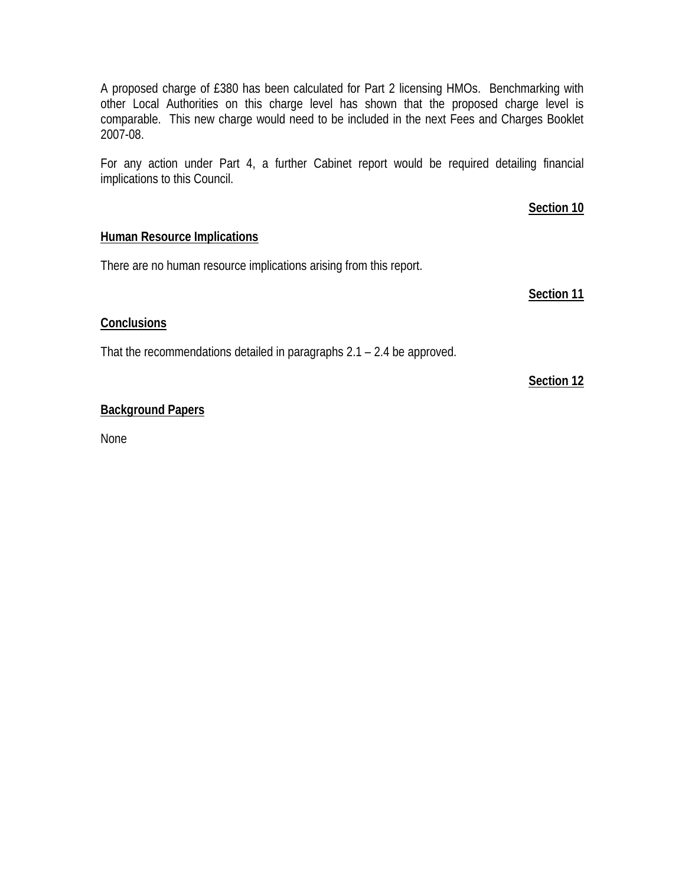A proposed charge of £380 has been calculated for Part 2 licensing HMOs. Benchmarking with other Local Authorities on this charge level has shown that the proposed charge level is comparable. This new charge would need to be included in the next Fees and Charges Booklet 2007-08.

For any action under Part 4, a further Cabinet report would be required detailing financial implications to this Council.

**Section 10**

**Human Resource Implications**

There are no human resource implications arising from this report.

**Section 11**

**Conclusions**

That the recommendations detailed in paragraphs 2.1 – 2.4 be approved.

**Section 12**

**Background Papers**

None